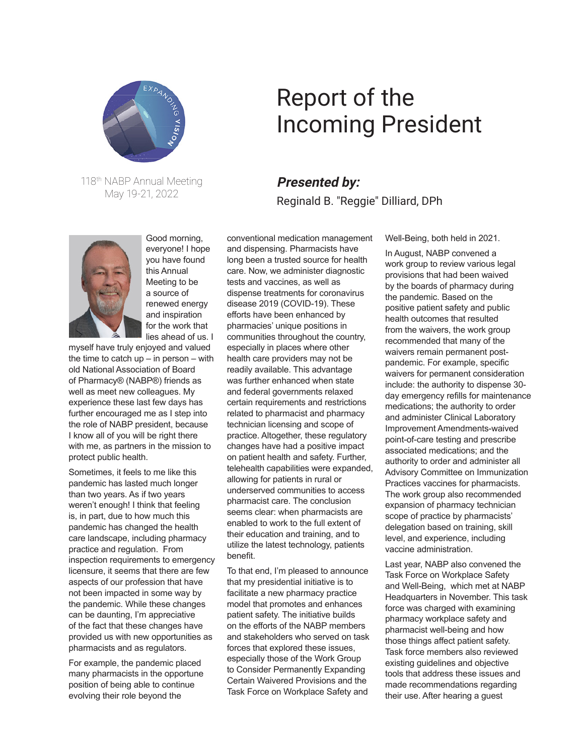118th NABP Annual Meeting
May 19-21, 2022

# Report of the Incoming President

### *Presented by:*

Reginald B. "Reggie" Dilliard, DPh

Good morning, everyone! I hope you have found this Annual Meeting to be a source of renewed energy and inspiration for the work that lies ahead of us. I myself have truly enjoyed and valued the time to catch up – in person – with old National Association of Board of Pharmacy® (NABP®) friends as well as meet new colleagues. My experience these last few days has further encouraged me as I step into the role of NABP president, because I know all of you will be right there with me, as partners in the mission to protect public health.

Sometimes, it feels to me like this pandemic has lasted much longer than two years. As if two years weren't enough! I think that feeling is, in part, due to how much this pandemic has changed the health care landscape, including pharmacy practice and regulation. From inspection requirements to emergency licensure, it seems that there are few aspects of our profession that have not been impacted in some way by the pandemic. While these changes can be daunting, I'm appreciative of the fact that these changes have provided us with new opportunities as pharmacists and as regulators.

For example, the pandemic placed many pharmacists in the opportune position of being able to continue evolving their role beyond the conventional medication management and dispensing. Pharmacists have long been a trusted source for health care. Now, we administer diagnostic tests and vaccines, as well as dispense treatments for coronavirus disease 2019 (COVID-19). These efforts have been enhanced by pharmacies' unique positions in communities throughout the country, especially in places where other health care providers may not be readily available. This advantage was further enhanced when state and federal governments relaxed certain requirements and restrictions related to pharmacist and pharmacy technician licensing and scope of practice. Altogether, these regulatory changes have had a positive impact on patient health and safety. Further, telehealth capabilities were expanded, allowing for patients in rural or underserved communities to access pharmacist care. The conclusion seems clear: when pharmacists are enabled to work to the full extent of their education and training, and to utilize the latest technology, patients benefit.

To that end, I'm pleased to announce that my presidential initiative is to facilitate a new pharmacy practice model that promotes and enhances patient safety. The initiative builds on the efforts of the NABP members and stakeholders who served on task forces that explored these issues, especially those of the Work Group to Consider Permanently Expanding Certain Waivered Provisions and the Task Force on Workplace Safety and Well-Being, both held in 2021.

In August, NABP convened a work group to review various legal provisions that had been waived by the boards of pharmacy during the pandemic. Based on the positive patient safety and public health outcomes that resulted from the waivers, the work group recommended that many of the waivers remain permanent post-pandemic. For example, specific waivers for permanent consideration include: the authority to dispense 30-day emergency refills for maintenance medications; the authority to order and administer Clinical Laboratory Improvement Amendments-waived point-of-care testing and prescribe associated medications; and the authority to order and administer all Advisory Committee on Immunization Practices vaccines for pharmacists. The work group also recommended expansion of pharmacy technician scope of practice by pharmacists' delegation based on training, skill level, and experience, including vaccine administration.

Last year, NABP also convened the Task Force on Workplace Safety and Well-Being, which met at NABP Headquarters in November. This task force was charged with examining pharmacy workplace safety and pharmacist well-being and how those things affect patient safety. Task force members also reviewed existing guidelines and objective tools that address these issues and made recommendations regarding their use. After hearing a guest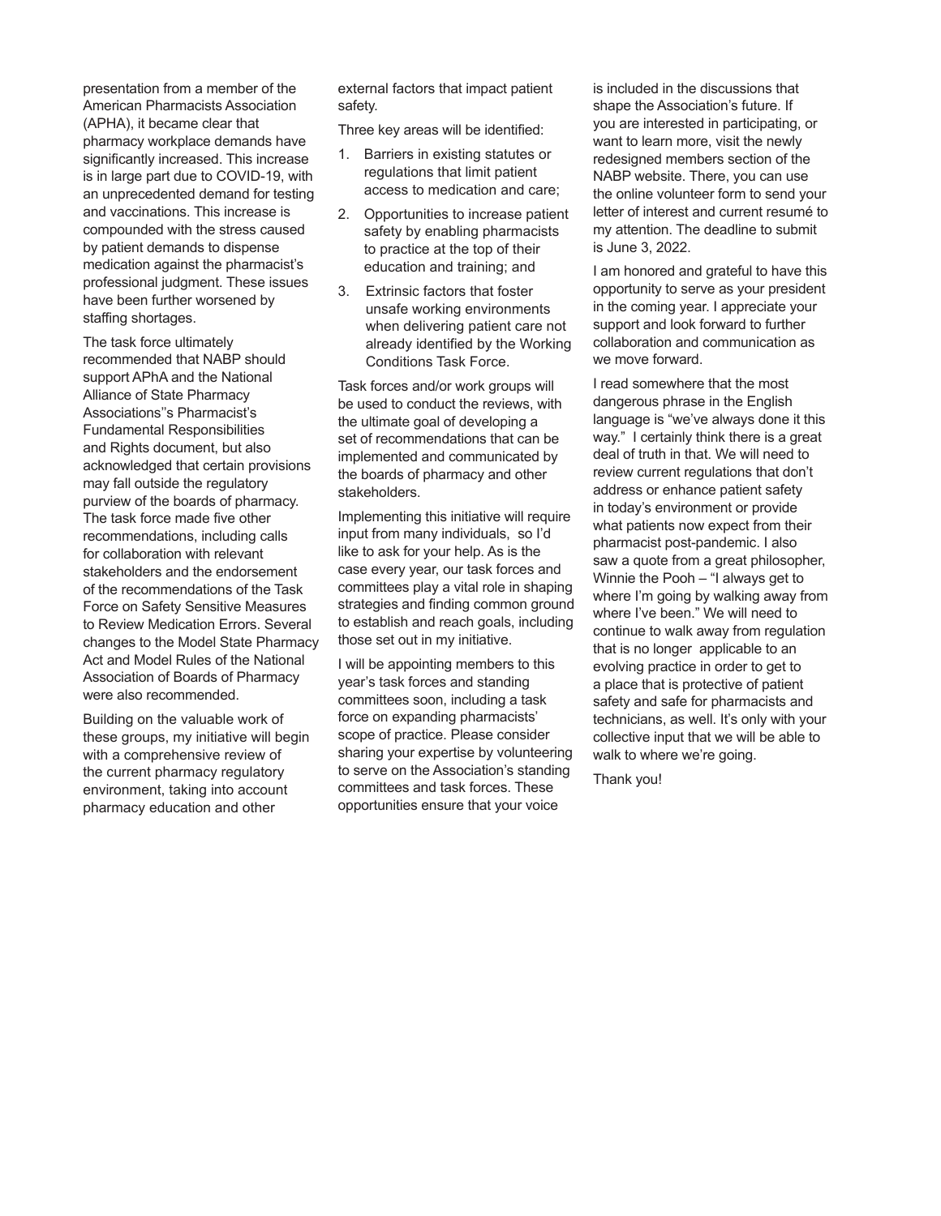presentation from a member of the American Pharmacists Association (APHA), it became clear that pharmacy workplace demands have significantly increased. This increase is in large part due to COVID-19, with an unprecedented demand for testing and vaccinations. This increase is compounded with the stress caused by patient demands to dispense medication against the pharmacist's professional judgment. These issues have been further worsened by staffing shortages.

The task force ultimately recommended that NABP should support APhA and the National Alliance of State Pharmacy Associations''s Pharmacist's Fundamental Responsibilities and Rights document, but also acknowledged that certain provisions may fall outside the regulatory purview of the boards of pharmacy. The task force made five other recommendations, including calls for collaboration with relevant stakeholders and the endorsement of the recommendations of the Task Force on Safety Sensitive Measures to Review Medication Errors. Several changes to the Model State Pharmacy Act and Model Rules of the National Association of Boards of Pharmacy were also recommended.

Building on the valuable work of these groups, my initiative will begin with a comprehensive review of the current pharmacy regulatory environment, taking into account pharmacy education and other external factors that impact patient safety.

Three key areas will be identified:

1. Barriers in existing statutes or regulations that limit patient access to medication and care;
2. Opportunities to increase patient safety by enabling pharmacists to practice at the top of their education and training; and
3. Extrinsic factors that foster unsafe working environments when delivering patient care not already identified by the Working Conditions Task Force.

Task forces and/or work groups will be used to conduct the reviews, with the ultimate goal of developing a set of recommendations that can be implemented and communicated by the boards of pharmacy and other stakeholders.

Implementing this initiative will require input from many individuals, so I'd like to ask for your help. As is the case every year, our task forces and committees play a vital role in shaping strategies and finding common ground to establish and reach goals, including those set out in my initiative.

I will be appointing members to this year's task forces and standing committees soon, including a task force on expanding pharmacists' scope of practice. Please consider sharing your expertise by volunteering to serve on the Association's standing committees and task forces. These opportunities ensure that your voice is included in the discussions that shape the Association's future. If you are interested in participating, or want to learn more, visit the newly redesigned members section of the NABP website. There, you can use the online volunteer form to send your letter of interest and current resumé to my attention. The deadline to submit is June 3, 2022.

I am honored and grateful to have this opportunity to serve as your president in the coming year. I appreciate your support and look forward to further collaboration and communication as we move forward.

I read somewhere that the most dangerous phrase in the English language is "we've always done it this way." I certainly think there is a great deal of truth in that. We will need to review current regulations that don't address or enhance patient safety in today's environment or provide what patients now expect from their pharmacist post-pandemic. I also saw a quote from a great philosopher, Winnie the Pooh – "I always get to where I'm going by walking away from where I've been." We will need to continue to walk away from regulation that is no longer applicable to an evolving practice in order to get to a place that is protective of patient safety and safe for pharmacists and technicians, as well. It's only with your collective input that we will be able to walk to where we're going.

Thank you!